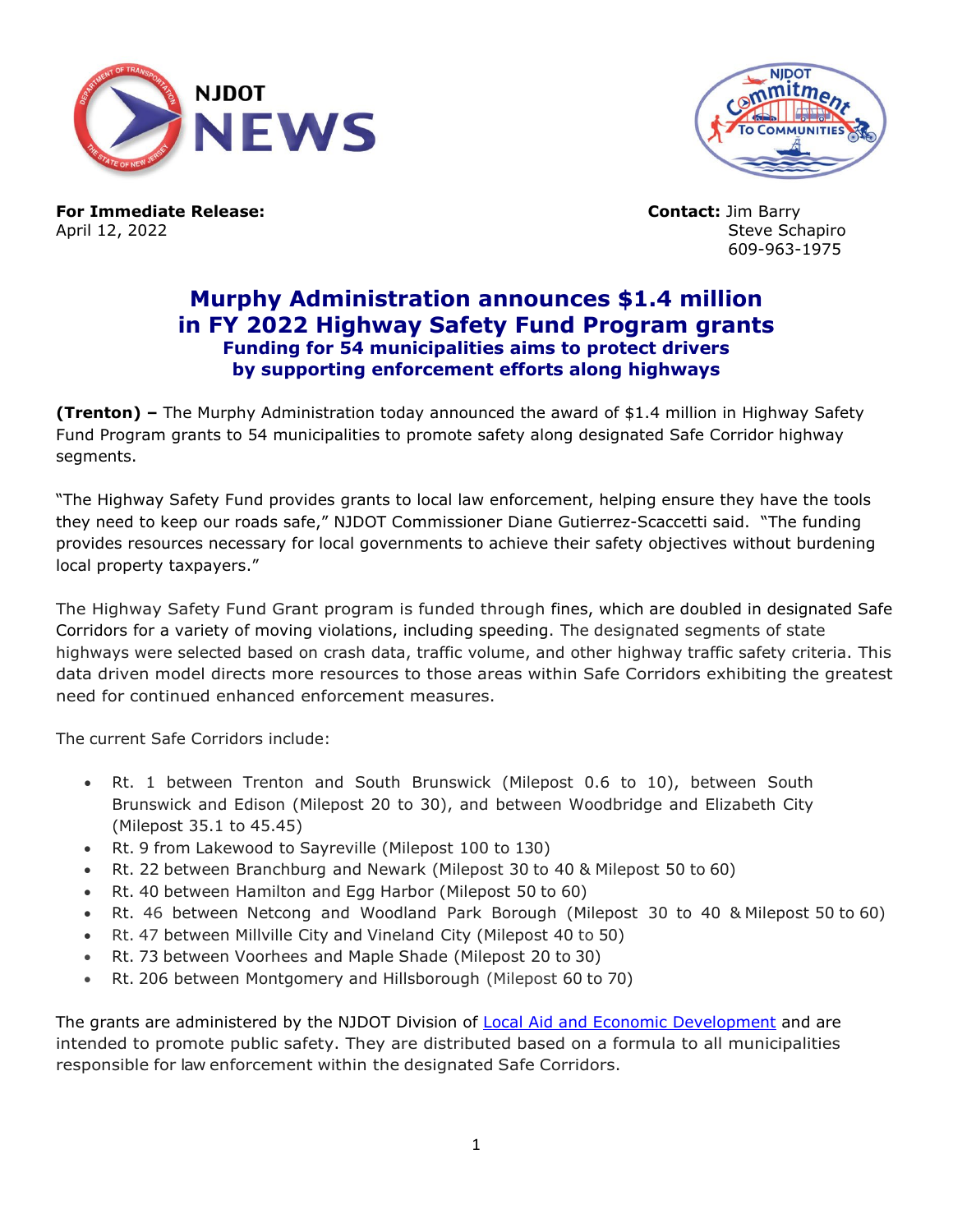**For Immediate Release:**
April 12, 2022

**Contact:** Jim Barry
Steve Schapiro
609-963-1975

# Murphy Administration announces $1.4 million in FY 2022 Highway Safety Fund Program grants

## Funding for 54 municipalities aims to protect drivers by supporting enforcement efforts along highways

**(Trenton) –** The Murphy Administration today announced the award of $1.4 million in Highway Safety Fund Program grants to 54 municipalities to promote safety along designated Safe Corridor highway segments.

"The Highway Safety Fund provides grants to local law enforcement, helping ensure they have the tools they need to keep our roads safe," NJDOT Commissioner Diane Gutierrez-Scaccetti said. "The funding provides resources necessary for local governments to achieve their safety objectives without burdening local property taxpayers."

The Highway Safety Fund Grant program is funded through fines, which are doubled in designated Safe Corridors for a variety of moving violations, including speeding. The designated segments of state highways were selected based on crash data, traffic volume, and other highway traffic safety criteria. This data driven model directs more resources to those areas within Safe Corridors exhibiting the greatest need for continued enhanced enforcement measures.

The current Safe Corridors include:

- Rt. 1 between Trenton and South Brunswick (Milepost 0.6 to 10), between South Brunswick and Edison (Milepost 20 to 30), and between Woodbridge and Elizabeth City (Milepost 35.1 to 45.45)
- Rt. 9 from Lakewood to Sayreville (Milepost 100 to 130)
- Rt. 22 between Branchburg and Newark (Milepost 30 to 40 & Milepost 50 to 60)
- Rt. 40 between Hamilton and Egg Harbor (Milepost 50 to 60)
- Rt. 46 between Netcong and Woodland Park Borough (Milepost 30 to 40 & Milepost 50 to 60)
- Rt. 47 between Millville City and Vineland City (Milepost 40 to 50)
- Rt. 73 between Voorhees and Maple Shade (Milepost 20 to 30)
- Rt. 206 between Montgomery and Hillsborough (Milepost 60 to 70)

The grants are administered by the NJDOT Division of [Local Aid and Economic Development] and are intended to promote public safety. They are distributed based on a formula to all municipalities responsible for law enforcement within the designated Safe Corridors.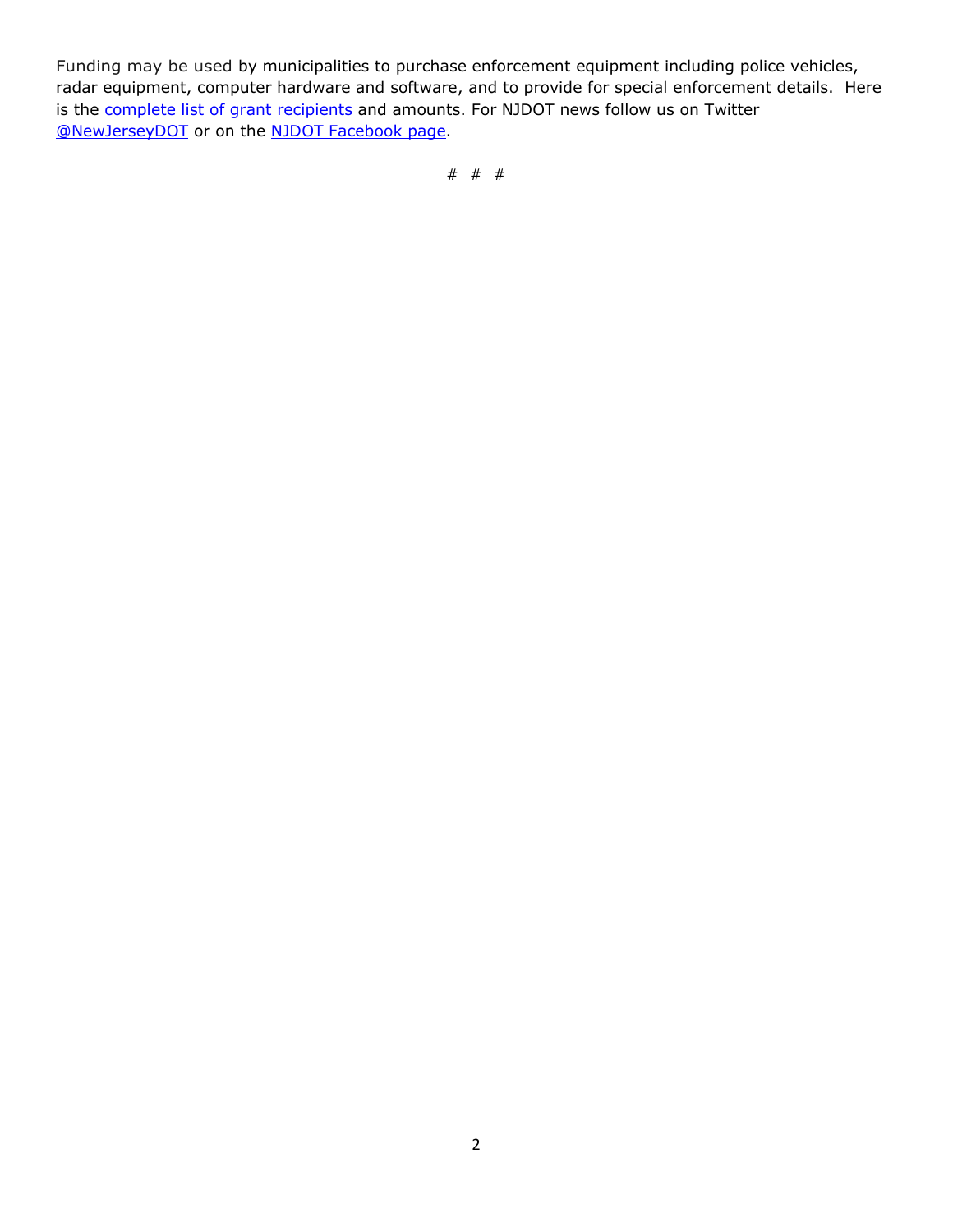Funding may be used by municipalities to purchase enforcement equipment including police vehicles, radar equipment, computer hardware and software, and to provide for special enforcement details. Here is the complete list of grant recipients and amounts. For NJDOT news follow us on Twitter @NewJerseyDOT or on the NJDOT Facebook page.

# # #